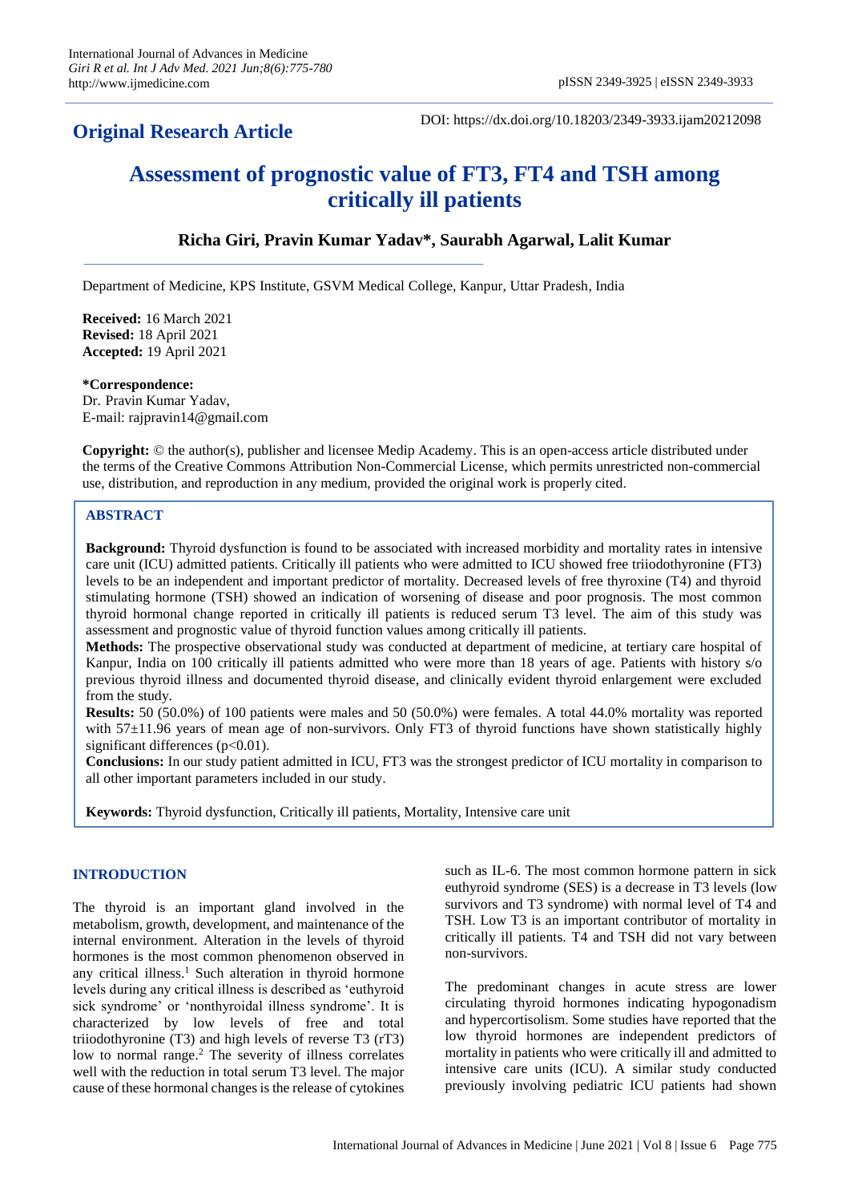## Original Research Article

DOI: https://dx.doi.org/10.18203/2349-3933.ijam20212098

# Assessment of prognostic value of FT3, FT4 and TSH among critically ill patients

**Richa Giri, Pravin Kumar Yadav\*, Saurabh Agarwal, Lalit Kumar**

Department of Medicine, KPS Institute, GSVM Medical College, Kanpur, Uttar Pradesh, India

**Received:** 16 March 2021
**Revised:** 18 April 2021
**Accepted:** 19 April 2021

**\*Correspondence:**
Dr. Pravin Kumar Yadav,
E-mail: rajpravin14@gmail.com

**Copyright:** © the author(s), publisher and licensee Medip Academy. This is an open-access article distributed under the terms of the Creative Commons Attribution Non-Commercial License, which permits unrestricted non-commercial use, distribution, and reproduction in any medium, provided the original work is properly cited.

### ABSTRACT

**Background:** Thyroid dysfunction is found to be associated with increased morbidity and mortality rates in intensive care unit (ICU) admitted patients. Critically ill patients who were admitted to ICU showed free triiodothyronine (FT3) levels to be an independent and important predictor of mortality. Decreased levels of free thyroxine (T4) and thyroid stimulating hormone (TSH) showed an indication of worsening of disease and poor prognosis. The most common thyroid hormonal change reported in critically ill patients is reduced serum T3 level. The aim of this study was assessment and prognostic value of thyroid function values among critically ill patients.

**Methods:** The prospective observational study was conducted at department of medicine, at tertiary care hospital of Kanpur, India on 100 critically ill patients admitted who were more than 18 years of age. Patients with history s/o previous thyroid illness and documented thyroid disease, and clinically evident thyroid enlargement were excluded from the study.

**Results:** 50 (50.0%) of 100 patients were males and 50 (50.0%) were females. A total 44.0% mortality was reported with 57±11.96 years of mean age of non-survivors. Only FT3 of thyroid functions have shown statistically highly significant differences ($p<0.01$).

**Conclusions:** In our study patient admitted in ICU, FT3 was the strongest predictor of ICU mortality in comparison to all other important parameters included in our study.

**Keywords:** Thyroid dysfunction, Critically ill patients, Mortality, Intensive care unit

## INTRODUCTION

The thyroid is an important gland involved in the metabolism, growth, development, and maintenance of the internal environment. Alteration in the levels of thyroid hormones is the most common phenomenon observed in any critical illness.[1] Such alteration in thyroid hormone levels during any critical illness is described as 'euthyroid sick syndrome' or 'nonthyroidal illness syndrome'. It is characterized by low levels of free and total triiodothyronine (T3) and high levels of reverse T3 (rT3) low to normal range.[2] The severity of illness correlates well with the reduction in total serum T3 level. The major cause of these hormonal changes is the release of cytokines such as IL-6. The most common hormone pattern in sick euthyroid syndrome (SES) is a decrease in T3 levels (low survivors and T3 syndrome) with normal level of T4 and TSH. Low T3 is an important contributor of mortality in critically ill patients. T4 and TSH did not vary between non-survivors.

The predominant changes in acute stress are lower circulating thyroid hormones indicating hypogonadism and hypercortisolism. Some studies have reported that the low thyroid hormones are independent predictors of mortality in patients who were critically ill and admitted to intensive care units (ICU). A similar study conducted previously involving pediatric ICU patients had shown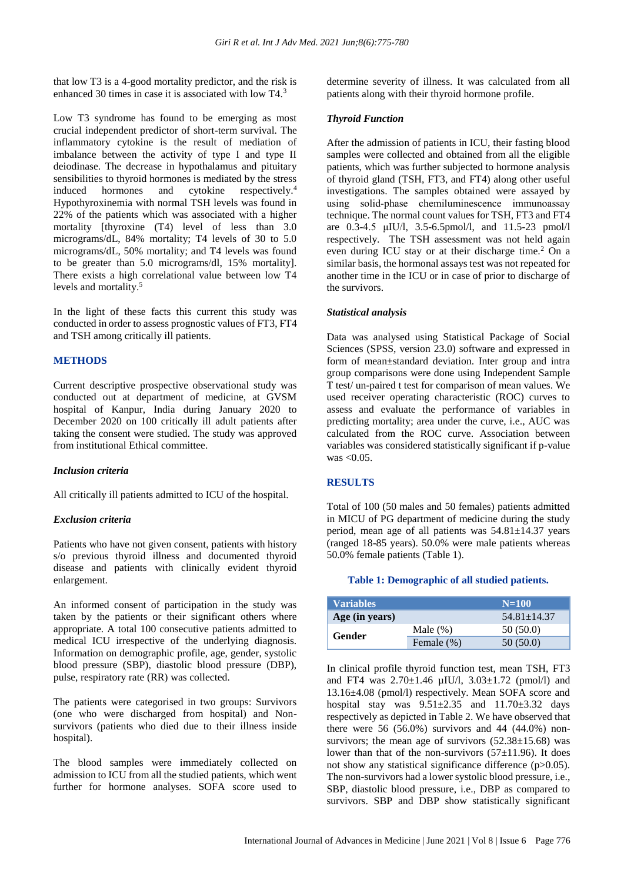that low T3 is a 4-good mortality predictor, and the risk is enhanced 30 times in case it is associated with low T4.[3]

Low T3 syndrome has found to be emerging as most crucial independent predictor of short-term survival. The inflammatory cytokine is the result of mediation of imbalance between the activity of type I and type II deiodinase. The decrease in hypothalamus and pituitary sensibilities to thyroid hormones is mediated by the stress induced hormones and cytokine respectively.[4] Hypothyroxinemia with normal TSH levels was found in 22% of the patients which was associated with a higher mortality [thyroxine (T4) level of less than 3.0 micrograms/dL, 84% mortality; T4 levels of 30 to 5.0 micrograms/dL, 50% mortality; and T4 levels was found to be greater than 5.0 micrograms/dl, 15% mortality]. There exists a high correlational value between low T4 levels and mortality.[5]

In the light of these facts this current this study was conducted in order to assess prognostic values of FT3, FT4 and TSH among critically ill patients.

## METHODS

Current descriptive prospective observational study was conducted out at department of medicine, at GVSM hospital of Kanpur, India during January 2020 to December 2020 on 100 critically ill adult patients after taking the consent were studied. The study was approved from institutional Ethical committee.

### *Inclusion criteria*

All critically ill patients admitted to ICU of the hospital.

### *Exclusion criteria*

Patients who have not given consent, patients with history s/o previous thyroid illness and documented thyroid disease and patients with clinically evident thyroid enlargement.

An informed consent of participation in the study was taken by the patients or their significant others where appropriate. A total 100 consecutive patients admitted to medical ICU irrespective of the underlying diagnosis. Information on demographic profile, age, gender, systolic blood pressure (SBP), diastolic blood pressure (DBP), pulse, respiratory rate (RR) was collected.

The patients were categorised in two groups: Survivors (one who were discharged from hospital) and Non-survivors (patients who died due to their illness inside hospital).

The blood samples were immediately collected on admission to ICU from all the studied patients, which went further for hormone analyses. SOFA score used to determine severity of illness. It was calculated from all patients along with their thyroid hormone profile.

### *Thyroid Function*

After the admission of patients in ICU, their fasting blood samples were collected and obtained from all the eligible patients, which was further subjected to hormone analysis of thyroid gland (TSH, FT3, and FT4) along other useful investigations. The samples obtained were assayed by using solid-phase chemiluminescence immunoassay technique. The normal count values for TSH, FT3 and FT4 are 0.3-4.5 µIU/l, 3.5-6.5pmol/l, and 11.5-23 pmol/l respectively. The TSH assessment was not held again even during ICU stay or at their discharge time.[2] On a similar basis, the hormonal assays test was not repeated for another time in the ICU or in case of prior to discharge of the survivors.

### *Statistical analysis*

Data was analysed using Statistical Package of Social Sciences (SPSS, version 23.0) software and expressed in form of mean±standard deviation. Inter group and intra group comparisons were done using Independent Sample T test/ un-paired t test for comparison of mean values. We used receiver operating characteristic (ROC) curves to assess and evaluate the performance of variables in predicting mortality; area under the curve, i.e., AUC was calculated from the ROC curve. Association between variables was considered statistically significant if p-value was <0.05.

## RESULTS

Total of 100 (50 males and 50 females) patients admitted in MICU of PG department of medicine during the study period, mean age of all patients was 54.81±14.37 years (ranged 18-85 years). 50.0% were male patients whereas 50.0% female patients (Table 1).

**Table 1: Demographic of all studied patients.**

| Variables | | N=100 |
|---|---|---|
| Age (in years) | | 54.81±14.37 |
| Gender | Male (%) | 50 (50.0) |
| | Female (%) | 50 (50.0) |

In clinical profile thyroid function test, mean TSH, FT3 and FT4 was 2.70±1.46 µIU/l, 3.03±1.72 (pmol/l) and 13.16±4.08 (pmol/l) respectively. Mean SOFA score and hospital stay was 9.51±2.35 and 11.70±3.32 days respectively as depicted in Table 2. We have observed that there were 56 (56.0%) survivors and 44 (44.0%) non-survivors; the mean age of survivors (52.38±15.68) was lower than that of the non-survivors (57±11.96). It does not show any statistical significance difference (p>0.05). The non-survivors had a lower systolic blood pressure, i.e., SBP, diastolic blood pressure, i.e., DBP as compared to survivors. SBP and DBP show statistically significant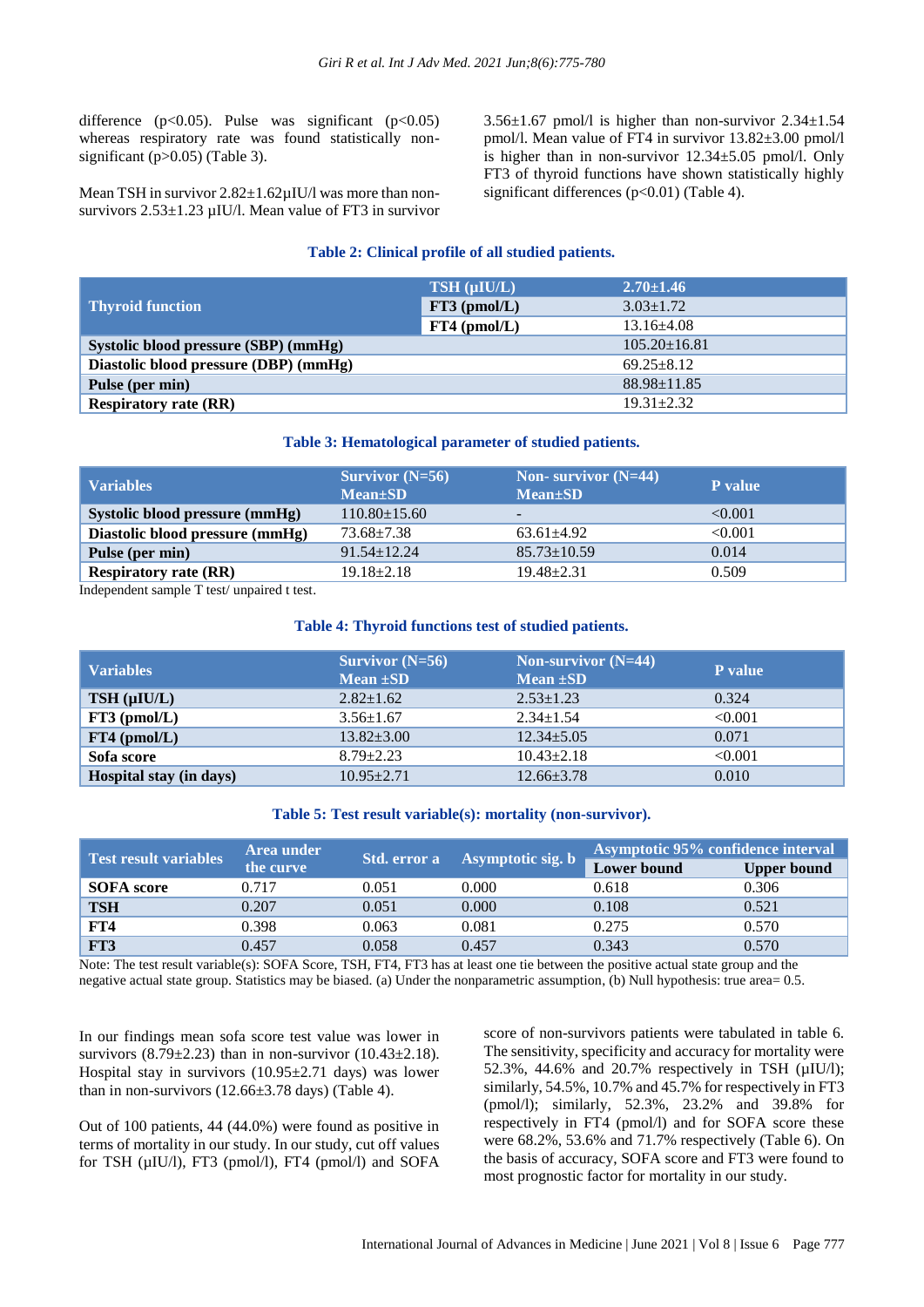difference ($p<0.05$). Pulse was significant ($p<0.05$) whereas respiratory rate was found statistically non-significant ($p>0.05$) (Table 3).

Mean TSH in survivor 2.82±1.62µIU/l was more than non-survivors 2.53±1.23 µIU/l. Mean value of FT3 in survivor 3.56±1.67 pmol/l is higher than non-survivor 2.34±1.54 pmol/l. Mean value of FT4 in survivor 13.82±3.00 pmol/l is higher than in non-survivor 12.34±5.05 pmol/l. Only FT3 of thyroid functions have shown statistically highly significant differences ($p<0.01$) (Table 4).

**Table 2: Clinical profile of all studied patients.**

| | | |
|---|---|---|
| Thyroid function | TSH (µIU/L) | 2.70±1.46 |
| | FT3 (pmol/L) | 3.03±1.72 |
| | FT4 (pmol/L) | 13.16±4.08 |
| Systolic blood pressure (SBP) (mmHg) | | 105.20±16.81 |
| Diastolic blood pressure (DBP) (mmHg) | | 69.25±8.12 |
| Pulse (per min) | | 88.98±11.85 |
| Respiratory rate (RR) | | 19.31±2.32 |

**Table 3: Hematological parameter of studied patients.**

| Variables | Survivor (N=56) Mean±SD | Non- survivor (N=44) Mean±SD | P value |
|---|---|---|---|
| Systolic blood pressure (mmHg) | 110.80±15.60 | - | <0.001 |
| Diastolic blood pressure (mmHg) | 73.68±7.38 | 63.61±4.92 | <0.001 |
| Pulse (per min) | 91.54±12.24 | 85.73±10.59 | 0.014 |
| Respiratory rate (RR) | 19.18±2.18 | 19.48±2.31 | 0.509 |

Independent sample T test/ unpaired t test.

**Table 4: Thyroid functions test of studied patients.**

| Variables | Survivor (N=56) Mean ±SD | Non-survivor (N=44) Mean ±SD | P value |
|---|---|---|---|
| TSH (µIU/L) | 2.82±1.62 | 2.53±1.23 | 0.324 |
| FT3 (pmol/L) | 3.56±1.67 | 2.34±1.54 | <0.001 |
| FT4 (pmol/L) | 13.82±3.00 | 12.34±5.05 | 0.071 |
| Sofa score | 8.79±2.23 | 10.43±2.18 | <0.001 |
| Hospital stay (in days) | 10.95±2.71 | 12.66±3.78 | 0.010 |

**Table 5: Test result variable(s): mortality (non-survivor).**

| Test result variables | Area under the curve | Std. error a | Asymptotic sig. b | Asymptotic 95% confidence interval | |
|---|---|---|---|---|---|
| | | | | Lower bound | Upper bound |
| SOFA score | 0.717 | 0.051 | 0.000 | 0.618 | 0.306 |
| TSH | 0.207 | 0.051 | 0.000 | 0.108 | 0.521 |
| FT4 | 0.398 | 0.063 | 0.081 | 0.275 | 0.570 |
| FT3 | 0.457 | 0.058 | 0.457 | 0.343 | 0.570 |

Note: The test result variable(s): SOFA Score, TSH, FT4, FT3 has at least one tie between the positive actual state group and the negative actual state group. Statistics may be biased. (a) Under the nonparametric assumption, (b) Null hypothesis: true area= 0.5.

In our findings mean sofa score test value was lower in survivors (8.79±2.23) than in non-survivor (10.43±2.18). Hospital stay in survivors (10.95±2.71 days) was lower than in non-survivors (12.66±3.78 days) (Table 4).

Out of 100 patients, 44 (44.0%) were found as positive in terms of mortality in our study. In our study, cut off values for TSH (µIU/l), FT3 (pmol/l), FT4 (pmol/l) and SOFA score of non-survivors patients were tabulated in table 6. The sensitivity, specificity and accuracy for mortality were 52.3%, 44.6% and 20.7% respectively in TSH (µIU/l); similarly, 54.5%, 10.7% and 45.7% for respectively in FT3 (pmol/l); similarly, 52.3%, 23.2% and 39.8% for respectively in FT4 (pmol/l) and for SOFA score these were 68.2%, 53.6% and 71.7% respectively (Table 6). On the basis of accuracy, SOFA score and FT3 were found to most prognostic factor for mortality in our study.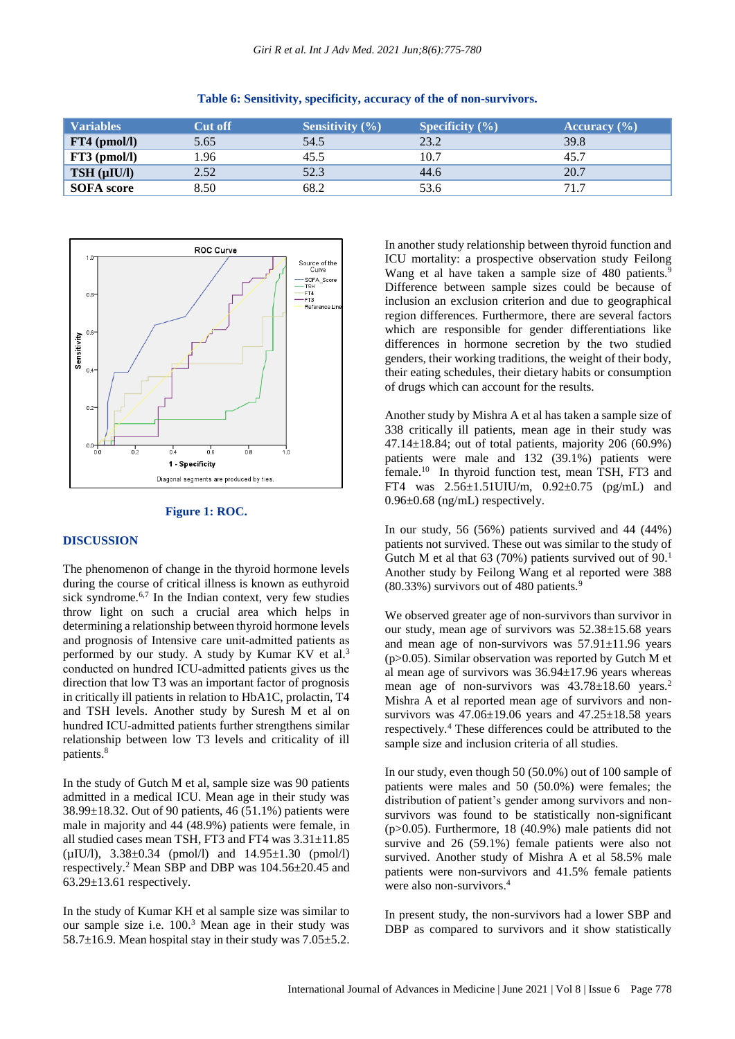**Table 6: Sensitivity, specificity, accuracy of the of non-survivors.**

| Variables | Cut off | Sensitivity (%) | Specificity (%) | Accuracy (%) |
|---|---|---|---|---|
| FT4 (pmol/l) | 5.65 | 54.5 | 23.2 | 39.8 |
| FT3 (pmol/l) | 1.96 | 45.5 | 10.7 | 45.7 |
| TSH (µIU/l) | 2.52 | 52.3 | 44.6 | 20.7 |
| SOFA score | 8.50 | 68.2 | 53.6 | 71.7 |

**Figure 1: ROC.**

## DISCUSSION

The phenomenon of change in the thyroid hormone levels during the course of critical illness is known as euthyroid sick syndrome.[6,7] In the Indian context, very few studies throw light on such a crucial area which helps in determining a relationship between thyroid hormone levels and prognosis of Intensive care unit-admitted patients as performed by our study. A study by Kumar KV et al.[3] conducted on hundred ICU-admitted patients gives us the direction that low T3 was an important factor of prognosis in critically ill patients in relation to HbA1C, prolactin, T4 and TSH levels. Another study by Suresh M et al on hundred ICU-admitted patients further strengthens similar relationship between low T3 levels and criticality of ill patients.[8]

In the study of Gutch M et al, sample size was 90 patients admitted in a medical ICU. Mean age in their study was 38.99±18.32. Out of 90 patients, 46 (51.1%) patients were male in majority and 44 (48.9%) patients were female, in all studied cases mean TSH, FT3 and FT4 was 3.31±11.85 (µIU/l), 3.38±0.34 (pmol/l) and 14.95±1.30 (pmol/l) respectively.[2] Mean SBP and DBP was 104.56±20.45 and 63.29±13.61 respectively.

In the study of Kumar KH et al sample size was similar to our sample size i.e. 100.[3] Mean age in their study was 58.7±16.9. Mean hospital stay in their study was 7.05±5.2.

In another study relationship between thyroid function and ICU mortality: a prospective observation study Feilong Wang et al have taken a sample size of 480 patients.[9] Difference between sample sizes could be because of inclusion an exclusion criterion and due to geographical region differences. Furthermore, there are several factors which are responsible for gender differentiations like differences in hormone secretion by the two studied genders, their working traditions, the weight of their body, their eating schedules, their dietary habits or consumption of drugs which can account for the results.

Another study by Mishra A et al has taken a sample size of 338 critically ill patients, mean age in their study was 47.14±18.84; out of total patients, majority 206 (60.9%) patients were male and 132 (39.1%) patients were female.[10] In thyroid function test, mean TSH, FT3 and FT4 was 2.56±1.51UIU/m, 0.92±0.75 (pg/mL) and 0.96±0.68 (ng/mL) respectively.

In our study, 56 (56%) patients survived and 44 (44%) patients not survived. These out was similar to the study of Gutch M et al that 63 (70%) patients survived out of 90.[1] Another study by Feilong Wang et al reported were 388 (80.33%) survivors out of 480 patients.[9]

We observed greater age of non-survivors than survivor in our study, mean age of survivors was 52.38±15.68 years and mean age of non-survivors was 57.91±11.96 years (p>0.05). Similar observation was reported by Gutch M et al mean age of survivors was 36.94±17.96 years whereas mean age of non-survivors was 43.78±18.60 years.[2] Mishra A et al reported mean age of survivors and non-survivors was 47.06±19.06 years and 47.25±18.58 years respectively.[4] These differences could be attributed to the sample size and inclusion criteria of all studies.

In our study, even though 50 (50.0%) out of 100 sample of patients were males and 50 (50.0%) were females; the distribution of patient's gender among survivors and non-survivors was found to be statistically non-significant (p>0.05). Furthermore, 18 (40.9%) male patients did not survive and 26 (59.1%) female patients were also not survived. Another study of Mishra A et al 58.5% male patients were non-survivors and 41.5% female patients were also non-survivors.[4]

In present study, the non-survivors had a lower SBP and DBP as compared to survivors and it show statistically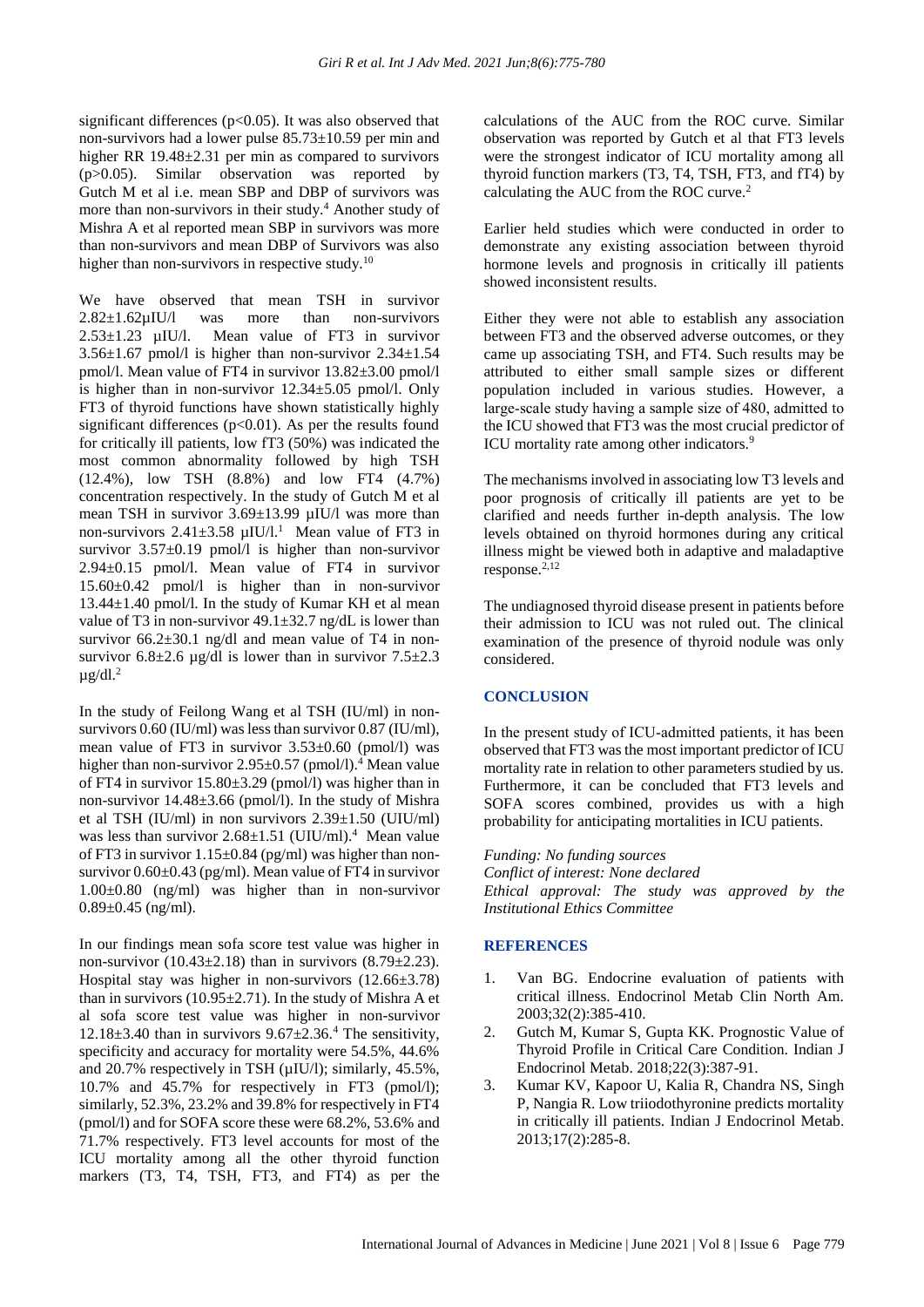significant differences ($p<0.05$). It was also observed that non-survivors had a lower pulse 85.73±10.59 per min and higher RR 19.48±2.31 per min as compared to survivors ($p>0.05$). Similar observation was reported by Gutch M et al i.e. mean SBP and DBP of survivors was more than non-survivors in their study.[4] Another study of Mishra A et al reported mean SBP in survivors was more than non-survivors and mean DBP of Survivors was also higher than non-survivors in respective study.[10]

We have observed that mean TSH in survivor 2.82±1.62µIU/l was more than non-survivors 2.53±1.23 µIU/l. Mean value of FT3 in survivor 3.56±1.67 pmol/l is higher than non-survivor 2.34±1.54 pmol/l. Mean value of FT4 in survivor 13.82±3.00 pmol/l is higher than in non-survivor 12.34±5.05 pmol/l. Only FT3 of thyroid functions have shown statistically highly significant differences ($p<0.01$). As per the results found for critically ill patients, low fT3 (50%) was indicated the most common abnormality followed by high TSH (12.4%), low TSH (8.8%) and low FT4 (4.7%) concentration respectively. In the study of Gutch M et al mean TSH in survivor 3.69±13.99 µIU/l was more than non-survivors 2.41±3.58 µIU/l.[1] Mean value of FT3 in survivor 3.57±0.19 pmol/l is higher than non-survivor 2.94±0.15 pmol/l. Mean value of FT4 in survivor 15.60±0.42 pmol/l is higher than in non-survivor 13.44±1.40 pmol/l. In the study of Kumar KH et al mean value of T3 in non-survivor 49.1±32.7 ng/dL is lower than survivor 66.2±30.1 ng/dl and mean value of T4 in non-survivor 6.8±2.6 µg/dl is lower than in survivor 7.5±2.3 µg/dl.[2]

In the study of Feilong Wang et al TSH (IU/ml) in non-survivors 0.60 (IU/ml) was less than survivor 0.87 (IU/ml), mean value of FT3 in survivor 3.53±0.60 (pmol/l) was higher than non-survivor 2.95±0.57 (pmol/l).[4] Mean value of FT4 in survivor 15.80±3.29 (pmol/l) was higher than in non-survivor 14.48±3.66 (pmol/l). In the study of Mishra et al TSH (IU/ml) in non survivors 2.39±1.50 (UIU/ml) was less than survivor 2.68±1.51 (UIU/ml).[4] Mean value of FT3 in survivor 1.15±0.84 (pg/ml) was higher than non-survivor 0.60±0.43 (pg/ml). Mean value of FT4 in survivor 1.00±0.80 (ng/ml) was higher than in non-survivor 0.89±0.45 (ng/ml).

In our findings mean sofa score test value was higher in non-survivor (10.43±2.18) than in survivors (8.79±2.23). Hospital stay was higher in non-survivors (12.66±3.78) than in survivors (10.95±2.71). In the study of Mishra A et al sofa score test value was higher in non-survivor 12.18±3.40 than in survivors 9.67±2.36.[4] The sensitivity, specificity and accuracy for mortality were 54.5%, 44.6% and 20.7% respectively in TSH (µIU/l); similarly, 45.5%, 10.7% and 45.7% for respectively in FT3 (pmol/l); similarly, 52.3%, 23.2% and 39.8% for respectively in FT4 (pmol/l) and for SOFA score these were 68.2%, 53.6% and 71.7% respectively. FT3 level accounts for most of the ICU mortality among all the other thyroid function markers (T3, T4, TSH, FT3, and FT4) as per the calculations of the AUC from the ROC curve. Similar observation was reported by Gutch et al that FT3 levels were the strongest indicator of ICU mortality among all thyroid function markers (T3, T4, TSH, FT3, and fT4) by calculating the AUC from the ROC curve.[2]

Earlier held studies which were conducted in order to demonstrate any existing association between thyroid hormone levels and prognosis in critically ill patients showed inconsistent results.

Either they were not able to establish any association between FT3 and the observed adverse outcomes, or they came up associating TSH, and FT4. Such results may be attributed to either small sample sizes or different population included in various studies. However, a large-scale study having a sample size of 480, admitted to the ICU showed that FT3 was the most crucial predictor of ICU mortality rate among other indicators.[9]

The mechanisms involved in associating low T3 levels and poor prognosis of critically ill patients are yet to be clarified and needs further in-depth analysis. The low levels obtained on thyroid hormones during any critical illness might be viewed both in adaptive and maladaptive response.[2,12]

The undiagnosed thyroid disease present in patients before their admission to ICU was not ruled out. The clinical examination of the presence of thyroid nodule was only considered.

## CONCLUSION

In the present study of ICU-admitted patients, it has been observed that FT3 was the most important predictor of ICU mortality rate in relation to other parameters studied by us. Furthermore, it can be concluded that FT3 levels and SOFA scores combined, provides us with a high probability for anticipating mortalities in ICU patients.

*Funding: No funding sources*
*Conflict of interest: None declared*
*Ethical approval: The study was approved by the Institutional Ethics Committee*

## REFERENCES

1. Van BG. Endocrine evaluation of patients with critical illness. Endocrinol Metab Clin North Am. 2003;32(2):385-410.
2. Gutch M, Kumar S, Gupta KK. Prognostic Value of Thyroid Profile in Critical Care Condition. Indian J Endocrinol Metab. 2018;22(3):387-91.
3. Kumar KV, Kapoor U, Kalia R, Chandra NS, Singh P, Nangia R. Low triiodothyronine predicts mortality in critically ill patients. Indian J Endocrinol Metab. 2013;17(2):285-8.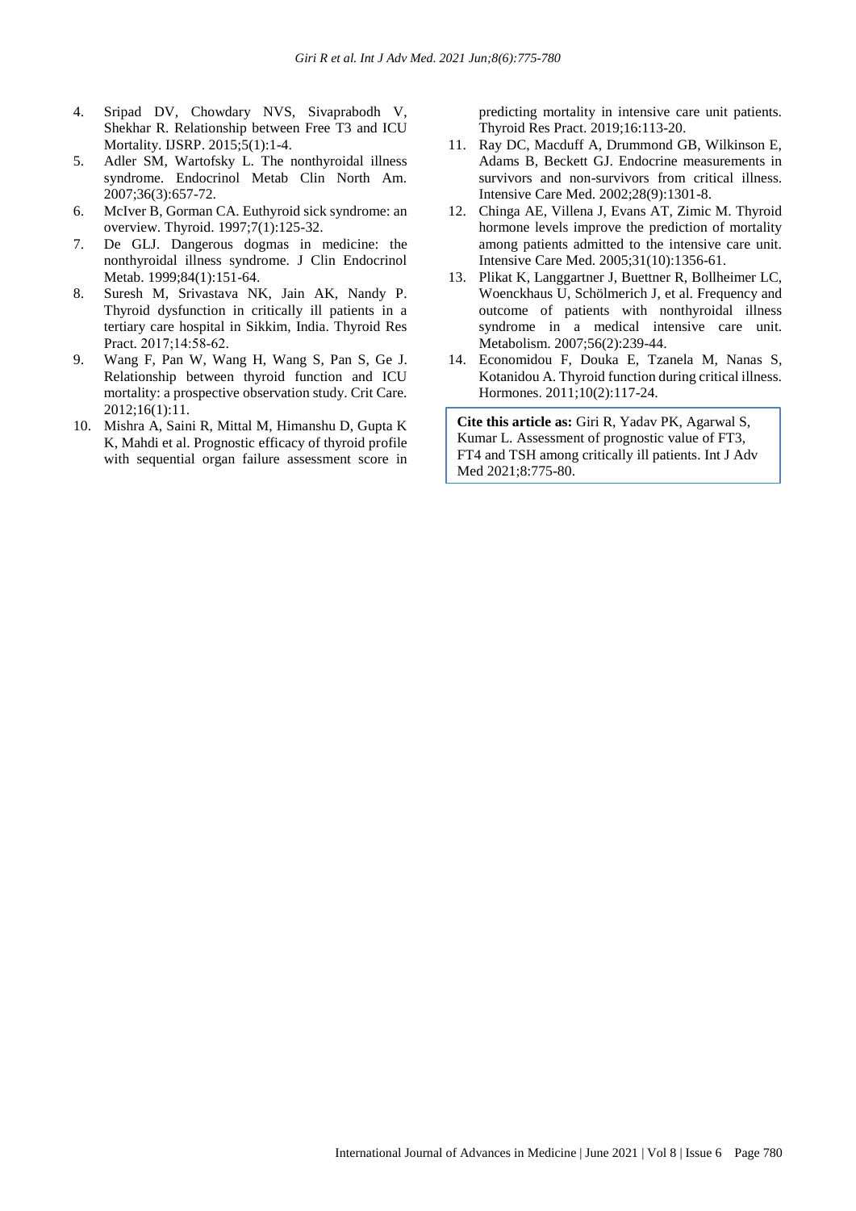4. Sripad DV, Chowdary NVS, Sivaprabodh V, Shekhar R. Relationship between Free T3 and ICU Mortality. IJSRP. 2015;5(1):1-4.
5. Adler SM, Wartofsky L. The nonthyroidal illness syndrome. Endocrinol Metab Clin North Am. 2007;36(3):657-72.
6. McIver B, Gorman CA. Euthyroid sick syndrome: an overview. Thyroid. 1997;7(1):125-32.
7. De GLJ. Dangerous dogmas in medicine: the nonthyroidal illness syndrome. J Clin Endocrinol Metab. 1999;84(1):151-64.
8. Suresh M, Srivastava NK, Jain AK, Nandy P. Thyroid dysfunction in critically ill patients in a tertiary care hospital in Sikkim, India. Thyroid Res Pract. 2017;14:58-62.
9. Wang F, Pan W, Wang H, Wang S, Pan S, Ge J. Relationship between thyroid function and ICU mortality: a prospective observation study. Crit Care. 2012;16(1):11.
10. Mishra A, Saini R, Mittal M, Himanshu D, Gupta K K, Mahdi et al. Prognostic efficacy of thyroid profile with sequential organ failure assessment score in predicting mortality in intensive care unit patients. Thyroid Res Pract. 2019;16:113-20.
11. Ray DC, Macduff A, Drummond GB, Wilkinson E, Adams B, Beckett GJ. Endocrine measurements in survivors and non-survivors from critical illness. Intensive Care Med. 2002;28(9):1301-8.
12. Chinga AE, Villena J, Evans AT, Zimic M. Thyroid hormone levels improve the prediction of mortality among patients admitted to the intensive care unit. Intensive Care Med. 2005;31(10):1356-61.
13. Plikat K, Langgartner J, Buettner R, Bollheimer LC, Woenckhaus U, Schölmerich J, et al. Frequency and outcome of patients with nonthyroidal illness syndrome in a medical intensive care unit. Metabolism. 2007;56(2):239-44.
14. Economidou F, Douka E, Tzanela M, Nanas S, Kotanidou A. Thyroid function during critical illness. Hormones. 2011;10(2):117-24.

**Cite this article as:** Giri R, Yadav PK, Agarwal S, Kumar L. Assessment of prognostic value of FT3, FT4 and TSH among critically ill patients. Int J Adv Med 2021;8:775-80.